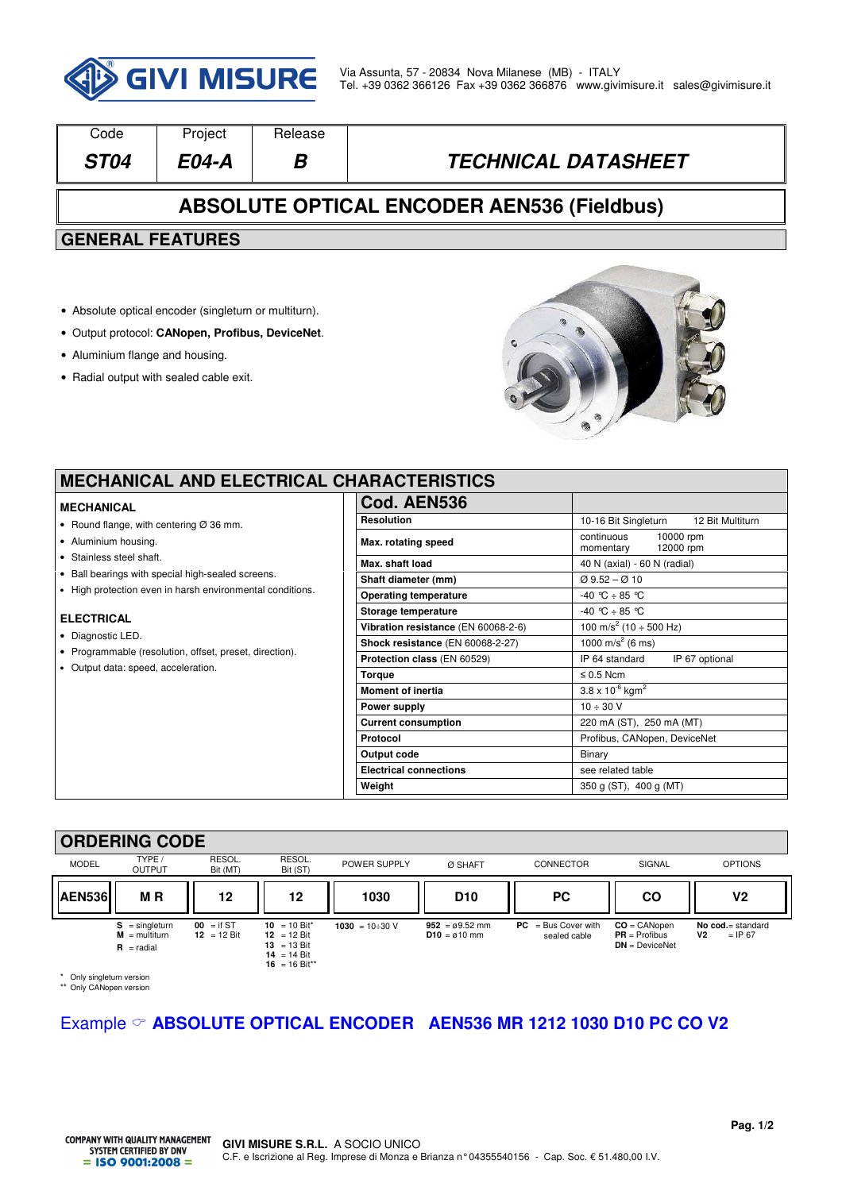GIVI MISURE

Via Assunta, 57 - 20834 Nova Milanese (MB) - ITALY
Tel. +39 0362 366126 Fax +39 0362 366876 www.givimisure.it sales@givimisure.it

| Code | Project | Release | |
|---|---|---|---|
| ***ST04*** | ***E04-A*** | ***B*** | ***TECHNICAL DATASHEET*** |

# ABSOLUTE OPTICAL ENCODER AEN536 (Fieldbus)

## GENERAL FEATURES

- Absolute optical encoder (singleturn or multiturn).
- Output protocol: **CANopen, Profibus, DeviceNet**.
- Aluminium flange and housing.
- Radial output with sealed cable exit.

## MECHANICAL AND ELECTRICAL CHARACTERISTICS

### MECHANICAL

- Round flange, with centering Ø 36 mm.
- Aluminium housing.
- Stainless steel shaft.
- Ball bearings with special high-sealed screens.
- High protection even in harsh environmental conditions.

### ELECTRICAL

- Diagnostic LED.
- Programmable (resolution, offset, preset, direction).
- Output data: speed, acceleration.

| Cod. AEN536 | |
|---|---|
| **Resolution** | 10-16 Bit Singleturn 12 Bit Multiturn |
| **Max. rotating speed** | continuous 10000 rpm; momentary 12000 rpm |
| **Max. shaft load** | 40 N (axial) - 60 N (radial) |
| **Shaft diameter (mm)** | Ø 9.52 – Ø 10 |
| **Operating temperature** | -40 °C ÷ 85 °C |
| **Storage temperature** | -40 °C ÷ 85 °C |
| **Vibration resistance** (EN 60068-2-6) | 100 m/s$^2$ (10 ÷ 500 Hz) |
| **Shock resistance** (EN 60068-2-27) | 1000 m/s$^2$ (6 ms) |
| **Protection class** (EN 60529) | IP 64 standard IP 67 optional |
| **Torque** | ≤ 0.5 Ncm |
| **Moment of inertia** | 3.8 x 10$^{-6}$ kgm$^2$ |
| **Power supply** | 10 ÷ 30 V |
| **Current consumption** | 220 mA (ST), 250 mA (MT) |
| **Protocol** | Profibus, CANopen, DeviceNet |
| **Output code** | Binary |
| **Electrical connections** | see related table |
| **Weight** | 350 g (ST), 400 g (MT) |

## ORDERING CODE

| MODEL | TYPE / OUTPUT | RESOL. Bit (MT) | RESOL. Bit (ST) | POWER SUPPLY | Ø SHAFT | CONNECTOR | SIGNAL | OPTIONS |
|---|---|---|---|---|---|---|---|---|
| **AEN536** | **M R** | **12** | **12** | **1030** | **D10** | **PC** | **CO** | **V2** |
| | **S** = singleturn; **M** = multiturn; **R** = radial | **00** = if ST; **12** = 12 Bit | **10** = 10 Bit*; **12** = 12 Bit; **13** = 13 Bit; **14** = 14 Bit; **16** = 16 Bit** | **1030** = 10÷30 V | **952** = ø9.52 mm; **D10** = ø10 mm | **PC** = Bus Cover with sealed cable | **CO** = CANopen; **PR** = Profibus; **DN** = DeviceNet | **No cod.** = standard; **V2** = IP 67 |

\* Only singleturn version
\** Only CANopen version

Example ☞ **ABSOLUTE OPTICAL ENCODER AEN536 MR 1212 1030 D10 PC CO V2**

COMPANY WITH QUALITY MANAGEMENT SYSTEM CERTIFIED BY DNV = ISO 9001:2008 =

**GIVI MISURE S.R.L.** A SOCIO UNICO
C.F. e Iscrizione al Reg. Imprese di Monza e Brianza n° 04355540156 - Cap. Soc. € 51.480,00 I.V.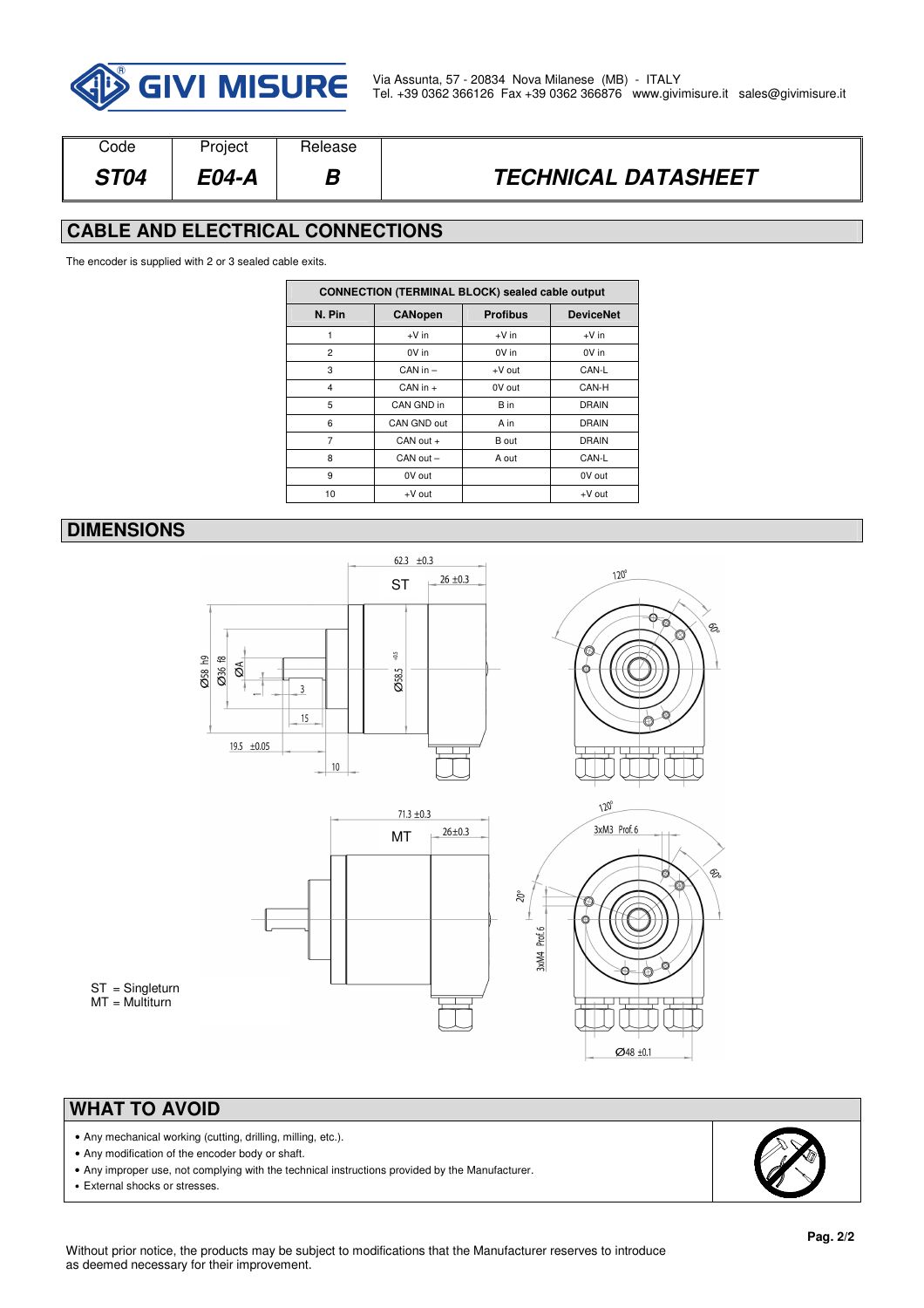| Code | Project | Release | |
|---|---|---|---|
| **ST04** | **E04-A** | **B** | **TECHNICAL DATASHEET** |

## CABLE AND ELECTRICAL CONNECTIONS

The encoder is supplied with 2 or 3 sealed cable exits.

| CONNECTION (TERMINAL BLOCK) sealed cable output | | | |
|---|---|---|---|
| **N. Pin** | **CANopen** | **Profibus** | **DeviceNet** |
| 1 | +V in | +V in | +V in |
| 2 | 0V in | 0V in | 0V in |
| 3 | CAN in – | +V out | CAN-L |
| 4 | CAN in + | 0V out | CAN-H |
| 5 | CAN GND in | B in | DRAIN |
| 6 | CAN GND out | A in | DRAIN |
| 7 | CAN out + | B out | DRAIN |
| 8 | CAN out – | A out | CAN-L |
| 9 | 0V out | | 0V out |
| 10 | +V out | | +V out |

## DIMENSIONS

62.3 ±0.3
ST
26 ±0.3
Ø58 h9
Ø36 f8
ØA
Ø58.5
3
15
19.5 ±0.05
10
120°
60°
71.3 ±0.3
MT
26±0.3
120°
3xM3 Prof.6
60°
20°
3xM4 Prof.6
Ø48 ±0.1

ST = Singleturn
MT = Multiturn

## WHAT TO AVOID

- Any mechanical working (cutting, drilling, milling, etc.).
- Any modification of the encoder body or shaft.
- Any improper use, not complying with the technical instructions provided by the Manufacturer.
- External shocks or stresses.

Without prior notice, the products may be subject to modifications that the Manufacturer reserves to introduce as deemed necessary for their improvement.